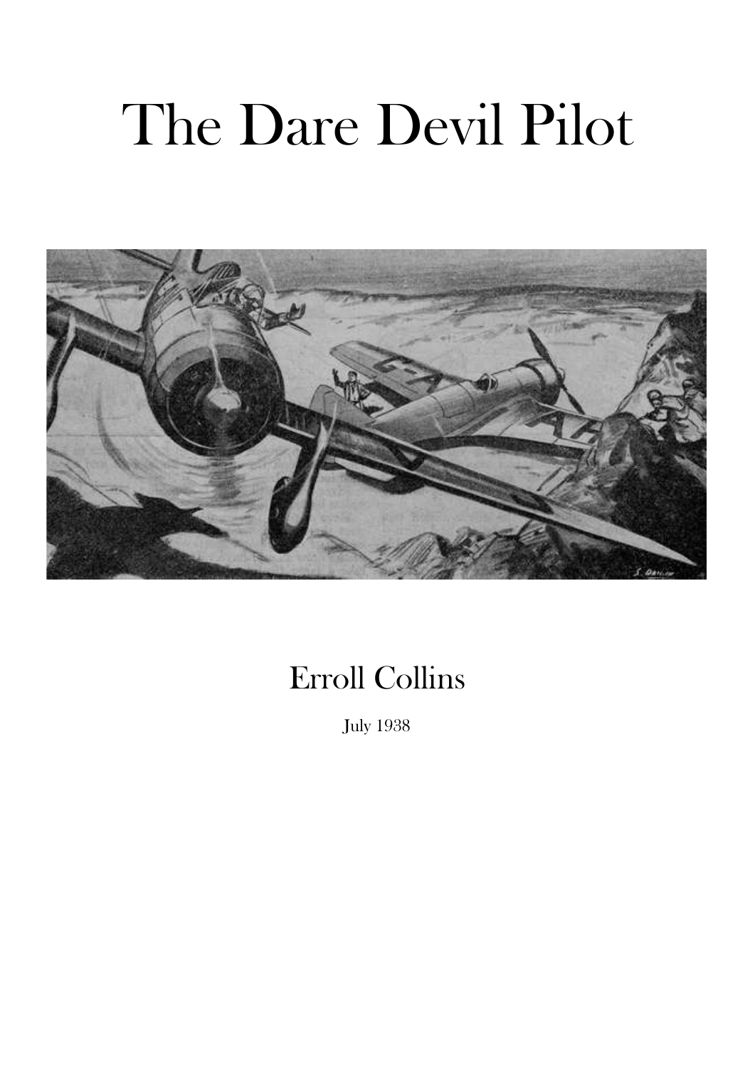# The Dare Devil Pilot

Erroll Collins

July 1938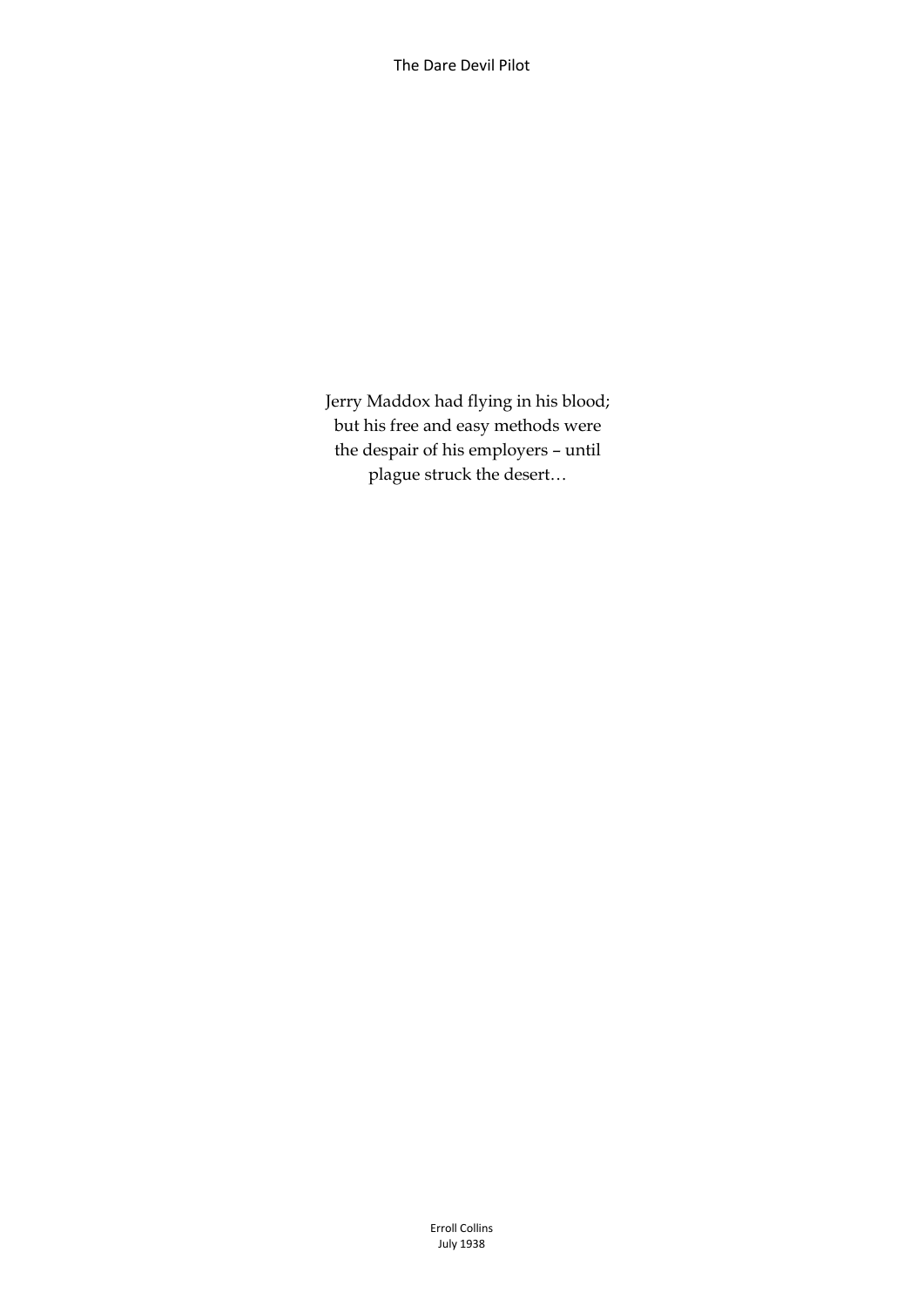Jerry Maddox had flying in his blood; but his free and easy methods were the despair of his employers – until plague struck the desert…

Erroll Collins
July 1938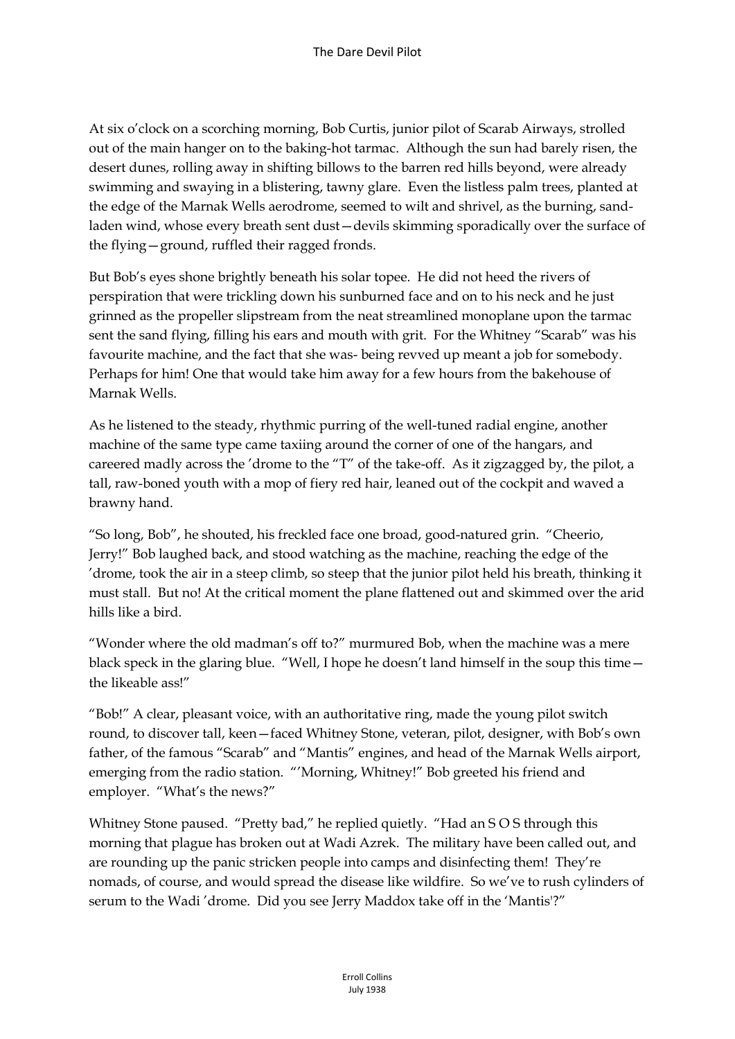At six o'clock on a scorching morning, Bob Curtis, junior pilot of Scarab Airways, strolled out of the main hanger on to the baking-hot tarmac. Although the sun had barely risen, the desert dunes, rolling away in shifting billows to the barren red hills beyond, were already swimming and swaying in a blistering, tawny glare. Even the listless palm trees, planted at the edge of the Marnak Wells aerodrome, seemed to wilt and shrivel, as the burning, sand-laden wind, whose every breath sent dust—devils skimming sporadically over the surface of the flying—ground, ruffled their ragged fronds.

But Bob's eyes shone brightly beneath his solar topee. He did not heed the rivers of perspiration that were trickling down his sunburned face and on to his neck and he just grinned as the propeller slipstream from the neat streamlined monoplane upon the tarmac sent the sand flying, filling his ears and mouth with grit. For the Whitney "Scarab" was his favourite machine, and the fact that she was- being revved up meant a job for somebody. Perhaps for him! One that would take him away for a few hours from the bakehouse of Marnak Wells.

As he listened to the steady, rhythmic purring of the well-tuned radial engine, another machine of the same type came taxiing around the corner of one of the hangars, and careered madly across the 'drome to the "T" of the take-off. As it zigzagged by, the pilot, a tall, raw-boned youth with a mop of fiery red hair, leaned out of the cockpit and waved a brawny hand.

"So long, Bob", he shouted, his freckled face one broad, good-natured grin. "Cheerio, Jerry!" Bob laughed back, and stood watching as the machine, reaching the edge of the 'drome, took the air in a steep climb, so steep that the junior pilot held his breath, thinking it must stall. But no! At the critical moment the plane flattened out and skimmed over the arid hills like a bird.

"Wonder where the old madman's off to?" murmured Bob, when the machine was a mere black speck in the glaring blue. "Well, I hope he doesn't land himself in the soup this time—the likeable ass!"

"Bob!" A clear, pleasant voice, with an authoritative ring, made the young pilot switch round, to discover tall, keen—faced Whitney Stone, veteran, pilot, designer, with Bob's own father, of the famous "Scarab" and "Mantis" engines, and head of the Marnak Wells airport, emerging from the radio station. "'Morning, Whitney!" Bob greeted his friend and employer. "What's the news?"

Whitney Stone paused. "Pretty bad," he replied quietly. "Had an S O S through this morning that plague has broken out at Wadi Azrek. The military have been called out, and are rounding up the panic stricken people into camps and disinfecting them! They're nomads, of course, and would spread the disease like wildfire. So we've to rush cylinders of serum to the Wadi 'drome. Did you see Jerry Maddox take off in the 'Mantis'?"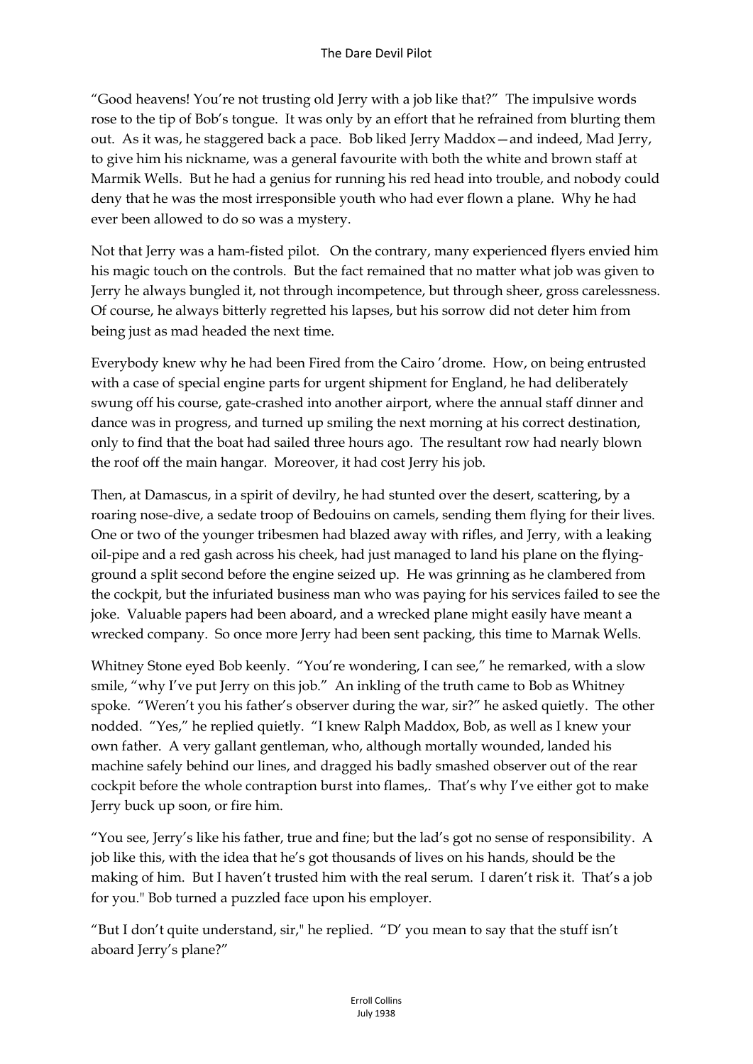“Good heavens! You’re not trusting old Jerry with a job like that?” The impulsive words rose to the tip of Bob’s tongue. It was only by an effort that he refrained from blurting them out. As it was, he staggered back a pace. Bob liked Jerry Maddox—and indeed, Mad Jerry, to give him his nickname, was a general favourite with both the white and brown staff at Marmik Wells. But he had a genius for running his red head into trouble, and nobody could deny that he was the most irresponsible youth who had ever flown a plane. Why he had ever been allowed to do so was a mystery.

Not that Jerry was a ham-fisted pilot. On the contrary, many experienced flyers envied him his magic touch on the controls. But the fact remained that no matter what job was given to Jerry he always bungled it, not through incompetence, but through sheer, gross carelessness. Of course, he always bitterly regretted his lapses, but his sorrow did not deter him from being just as mad headed the next time.

Everybody knew why he had been Fired from the Cairo ’drome. How, on being entrusted with a case of special engine parts for urgent shipment for England, he had deliberately swung off his course, gate-crashed into another airport, where the annual staff dinner and dance was in progress, and turned up smiling the next morning at his correct destination, only to find that the boat had sailed three hours ago. The resultant row had nearly blown the roof off the main hangar. Moreover, it had cost Jerry his job.

Then, at Damascus, in a spirit of devilry, he had stunted over the desert, scattering, by a roaring nose-dive, a sedate troop of Bedouins on camels, sending them flying for their lives. One or two of the younger tribesmen had blazed away with rifles, and Jerry, with a leaking oil-pipe and a red gash across his cheek, had just managed to land his plane on the flying-ground a split second before the engine seized up. He was grinning as he clambered from the cockpit, but the infuriated business man who was paying for his services failed to see the joke. Valuable papers had been aboard, and a wrecked plane might easily have meant a wrecked company. So once more Jerry had been sent packing, this time to Marnak Wells.

Whitney Stone eyed Bob keenly. “You’re wondering, I can see,” he remarked, with a slow smile, “why I’ve put Jerry on this job.” An inkling of the truth came to Bob as Whitney spoke. “Weren’t you his father’s observer during the war, sir?” he asked quietly. The other nodded. “Yes,” he replied quietly. “I knew Ralph Maddox, Bob, as well as I knew your own father. A very gallant gentleman, who, although mortally wounded, landed his machine safely behind our lines, and dragged his badly smashed observer out of the rear cockpit before the whole contraption burst into flames,. That’s why I’ve either got to make Jerry buck up soon, or fire him.

“You see, Jerry’s like his father, true and fine; but the lad’s got no sense of responsibility. A job like this, with the idea that he’s got thousands of lives on his hands, should be the making of him. But I haven’t trusted him with the real serum. I daren’t risk it. That’s a job for you." Bob turned a puzzled face upon his employer.

“But I don’t quite understand, sir," he replied. “D’ you mean to say that the stuff isn’t aboard Jerry’s plane?”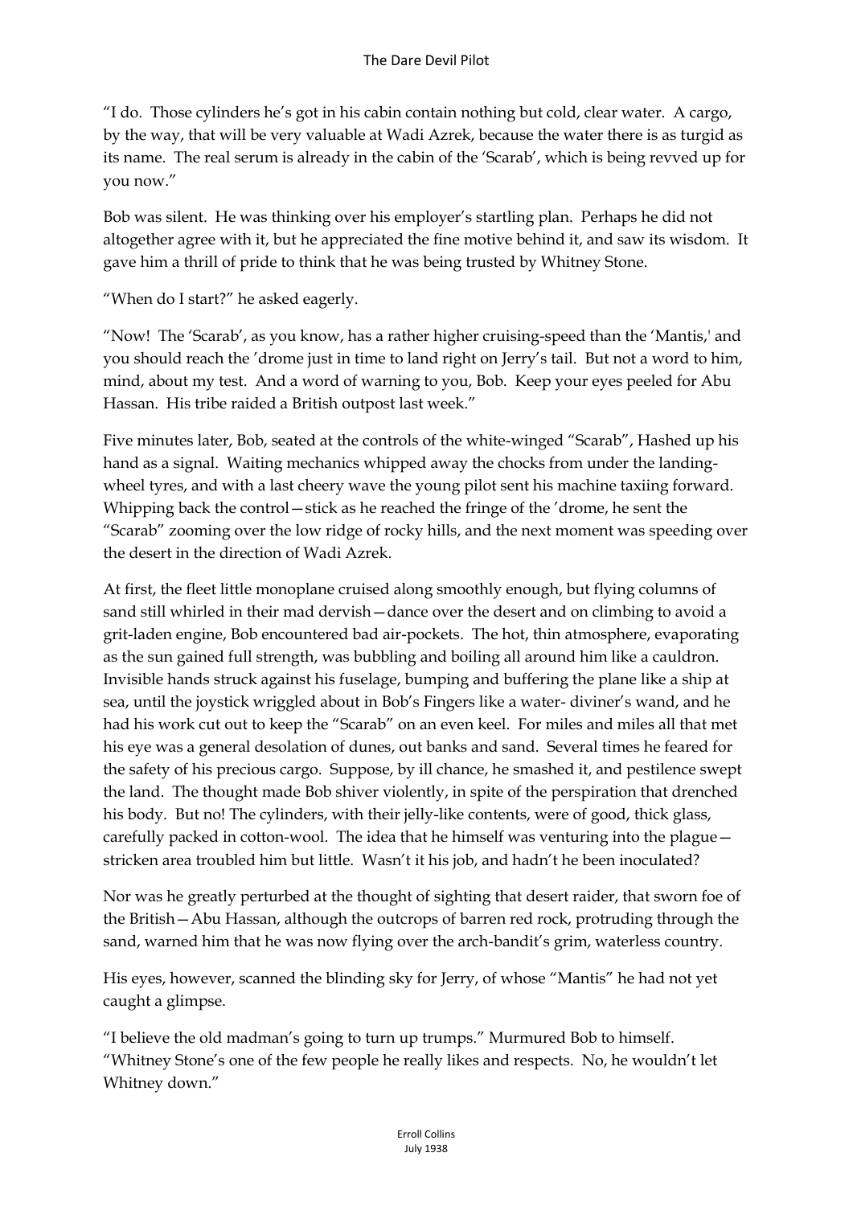"I do. Those cylinders he's got in his cabin contain nothing but cold, clear water. A cargo, by the way, that will be very valuable at Wadi Azrek, because the water there is as turgid as its name. The real serum is already in the cabin of the 'Scarab', which is being revved up for you now."

Bob was silent. He was thinking over his employer's startling plan. Perhaps he did not altogether agree with it, but he appreciated the fine motive behind it, and saw its wisdom. It gave him a thrill of pride to think that he was being trusted by Whitney Stone.

"When do I start?" he asked eagerly.

"Now! The 'Scarab', as you know, has a rather higher cruising-speed than the 'Mantis,' and you should reach the 'drome just in time to land right on Jerry's tail. But not a word to him, mind, about my test. And a word of warning to you, Bob. Keep your eyes peeled for Abu Hassan. His tribe raided a British outpost last week."

Five minutes later, Bob, seated at the controls of the white-winged "Scarab", Hashed up his hand as a signal. Waiting mechanics whipped away the chocks from under the landing-wheel tyres, and with a last cheery wave the young pilot sent his machine taxiing forward. Whipping back the control—stick as he reached the fringe of the 'drome, he sent the "Scarab" zooming over the low ridge of rocky hills, and the next moment was speeding over the desert in the direction of Wadi Azrek.

At first, the fleet little monoplane cruised along smoothly enough, but flying columns of sand still whirled in their mad dervish—dance over the desert and on climbing to avoid a grit-laden engine, Bob encountered bad air-pockets. The hot, thin atmosphere, evaporating as the sun gained full strength, was bubbling and boiling all around him like a cauldron. Invisible hands struck against his fuselage, bumping and buffering the plane like a ship at sea, until the joystick wriggled about in Bob's Fingers like a water- diviner's wand, and he had his work cut out to keep the "Scarab" on an even keel. For miles and miles all that met his eye was a general desolation of dunes, out banks and sand. Several times he feared for the safety of his precious cargo. Suppose, by ill chance, he smashed it, and pestilence swept the land. The thought made Bob shiver violently, in spite of the perspiration that drenched his body. But no! The cylinders, with their jelly-like contents, were of good, thick glass, carefully packed in cotton-wool. The idea that he himself was venturing into the plague—stricken area troubled him but little. Wasn't it his job, and hadn't he been inoculated?

Nor was he greatly perturbed at the thought of sighting that desert raider, that sworn foe of the British—Abu Hassan, although the outcrops of barren red rock, protruding through the sand, warned him that he was now flying over the arch-bandit's grim, waterless country.

His eyes, however, scanned the blinding sky for Jerry, of whose "Mantis" he had not yet caught a glimpse.

"I believe the old madman's going to turn up trumps." Murmured Bob to himself. "Whitney Stone's one of the few people he really likes and respects. No, he wouldn't let Whitney down."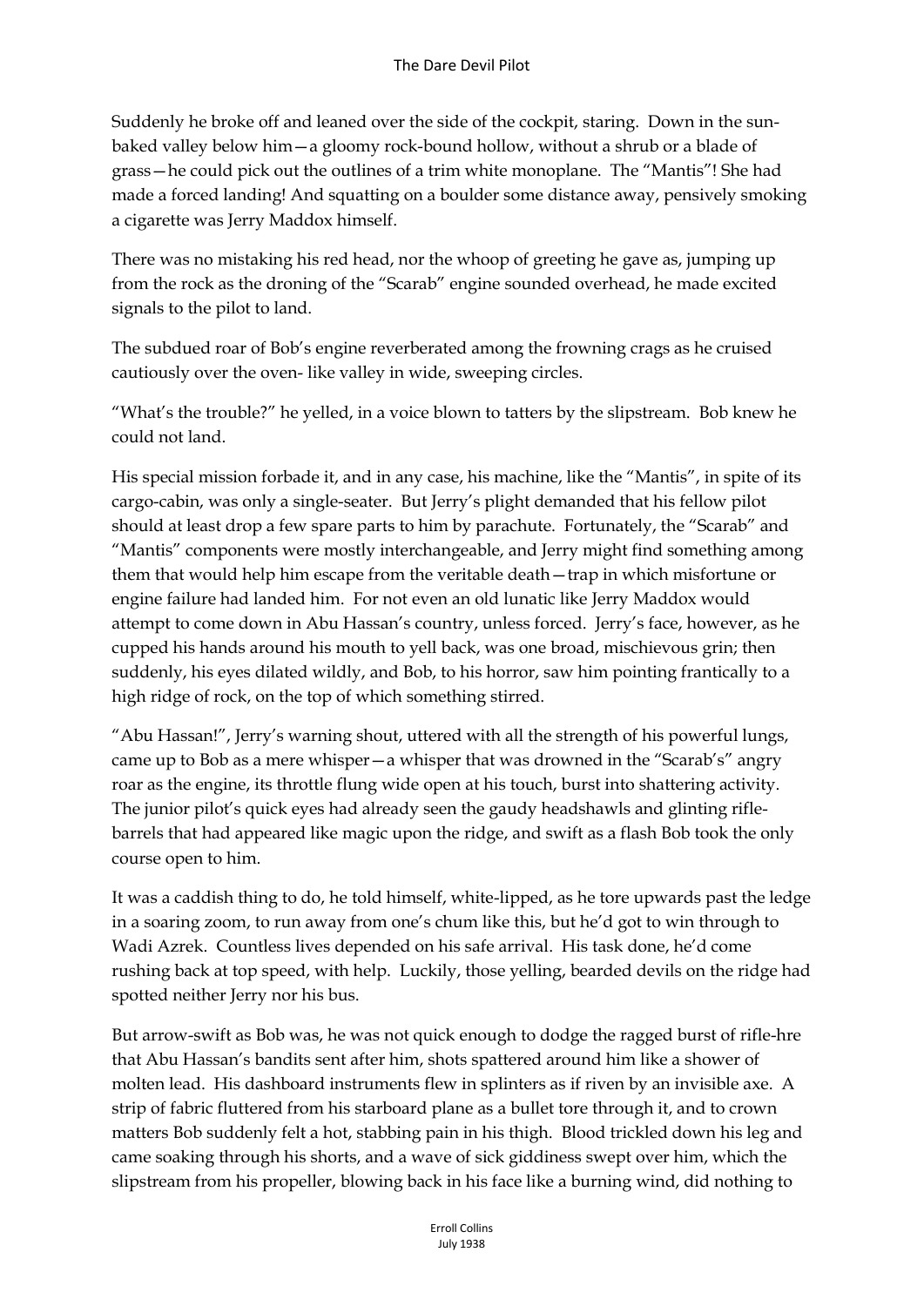Suddenly he broke off and leaned over the side of the cockpit, staring. Down in the sun-baked valley below him—a gloomy rock-bound hollow, without a shrub or a blade of grass—he could pick out the outlines of a trim white monoplane. The "Mantis"! She had made a forced landing! And squatting on a boulder some distance away, pensively smoking a cigarette was Jerry Maddox himself.

There was no mistaking his red head, nor the whoop of greeting he gave as, jumping up from the rock as the droning of the "Scarab" engine sounded overhead, he made excited signals to the pilot to land.

The subdued roar of Bob's engine reverberated among the frowning crags as he cruised cautiously over the oven- like valley in wide, sweeping circles.

"What's the trouble?" he yelled, in a voice blown to tatters by the slipstream. Bob knew he could not land.

His special mission forbade it, and in any case, his machine, like the "Mantis", in spite of its cargo-cabin, was only a single-seater. But Jerry's plight demanded that his fellow pilot should at least drop a few spare parts to him by parachute. Fortunately, the "Scarab" and "Mantis" components were mostly interchangeable, and Jerry might find something among them that would help him escape from the veritable death—trap in which misfortune or engine failure had landed him. For not even an old lunatic like Jerry Maddox would attempt to come down in Abu Hassan's country, unless forced. Jerry's face, however, as he cupped his hands around his mouth to yell back, was one broad, mischievous grin; then suddenly, his eyes dilated wildly, and Bob, to his horror, saw him pointing frantically to a high ridge of rock, on the top of which something stirred.

"Abu Hassan!", Jerry's warning shout, uttered with all the strength of his powerful lungs, came up to Bob as a mere whisper—a whisper that was drowned in the "Scarab's" angry roar as the engine, its throttle flung wide open at his touch, burst into shattering activity. The junior pilot's quick eyes had already seen the gaudy headshawls and glinting rifle-barrels that had appeared like magic upon the ridge, and swift as a flash Bob took the only course open to him.

It was a caddish thing to do, he told himself, white-lipped, as he tore upwards past the ledge in a soaring zoom, to run away from one's chum like this, but he'd got to win through to Wadi Azrek. Countless lives depended on his safe arrival. His task done, he'd come rushing back at top speed, with help. Luckily, those yelling, bearded devils on the ridge had spotted neither Jerry nor his bus.

But arrow-swift as Bob was, he was not quick enough to dodge the ragged burst of rifle-hre that Abu Hassan's bandits sent after him, shots spattered around him like a shower of molten lead. His dashboard instruments flew in splinters as if riven by an invisible axe. A strip of fabric fluttered from his starboard plane as a bullet tore through it, and to crown matters Bob suddenly felt a hot, stabbing pain in his thigh. Blood trickled down his leg and came soaking through his shorts, and a wave of sick giddiness swept over him, which the slipstream from his propeller, blowing back in his face like a burning wind, did nothing to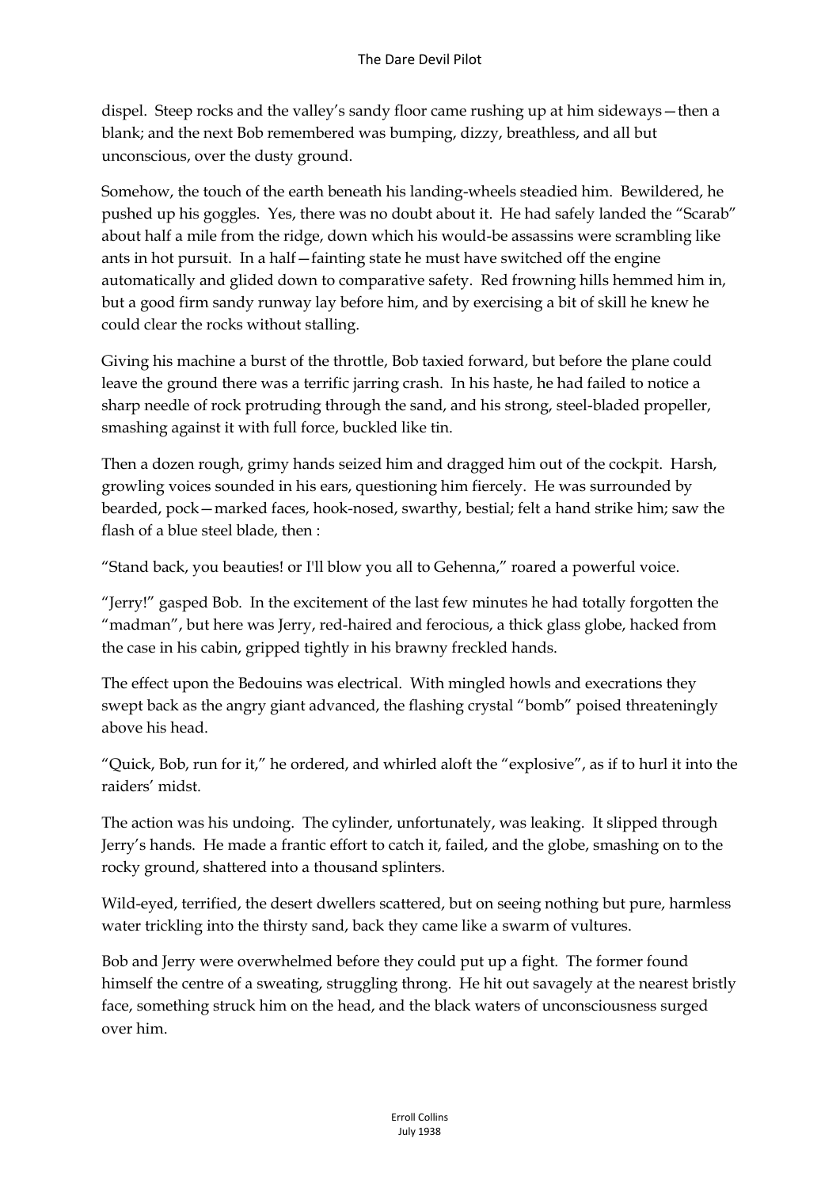dispel. Steep rocks and the valley's sandy floor came rushing up at him sideways—then a blank; and the next Bob remembered was bumping, dizzy, breathless, and all but unconscious, over the dusty ground.

Somehow, the touch of the earth beneath his landing-wheels steadied him. Bewildered, he pushed up his goggles. Yes, there was no doubt about it. He had safely landed the "Scarab" about half a mile from the ridge, down which his would-be assassins were scrambling like ants in hot pursuit. In a half—fainting state he must have switched off the engine automatically and glided down to comparative safety. Red frowning hills hemmed him in, but a good firm sandy runway lay before him, and by exercising a bit of skill he knew he could clear the rocks without stalling.

Giving his machine a burst of the throttle, Bob taxied forward, but before the plane could leave the ground there was a terrific jarring crash. In his haste, he had failed to notice a sharp needle of rock protruding through the sand, and his strong, steel-bladed propeller, smashing against it with full force, buckled like tin.

Then a dozen rough, grimy hands seized him and dragged him out of the cockpit. Harsh, growling voices sounded in his ears, questioning him fiercely. He was surrounded by bearded, pock—marked faces, hook-nosed, swarthy, bestial; felt a hand strike him; saw the flash of a blue steel blade, then :

"Stand back, you beauties! or I'll blow you all to Gehenna," roared a powerful voice.

"Jerry!" gasped Bob. In the excitement of the last few minutes he had totally forgotten the "madman", but here was Jerry, red-haired and ferocious, a thick glass globe, hacked from the case in his cabin, gripped tightly in his brawny freckled hands.

The effect upon the Bedouins was electrical. With mingled howls and execrations they swept back as the angry giant advanced, the flashing crystal "bomb" poised threateningly above his head.

"Quick, Bob, run for it," he ordered, and whirled aloft the "explosive", as if to hurl it into the raiders' midst.

The action was his undoing. The cylinder, unfortunately, was leaking. It slipped through Jerry's hands. He made a frantic effort to catch it, failed, and the globe, smashing on to the rocky ground, shattered into a thousand splinters.

Wild-eyed, terrified, the desert dwellers scattered, but on seeing nothing but pure, harmless water trickling into the thirsty sand, back they came like a swarm of vultures.

Bob and Jerry were overwhelmed before they could put up a fight. The former found himself the centre of a sweating, struggling throng. He hit out savagely at the nearest bristly face, something struck him on the head, and the black waters of unconsciousness surged over him.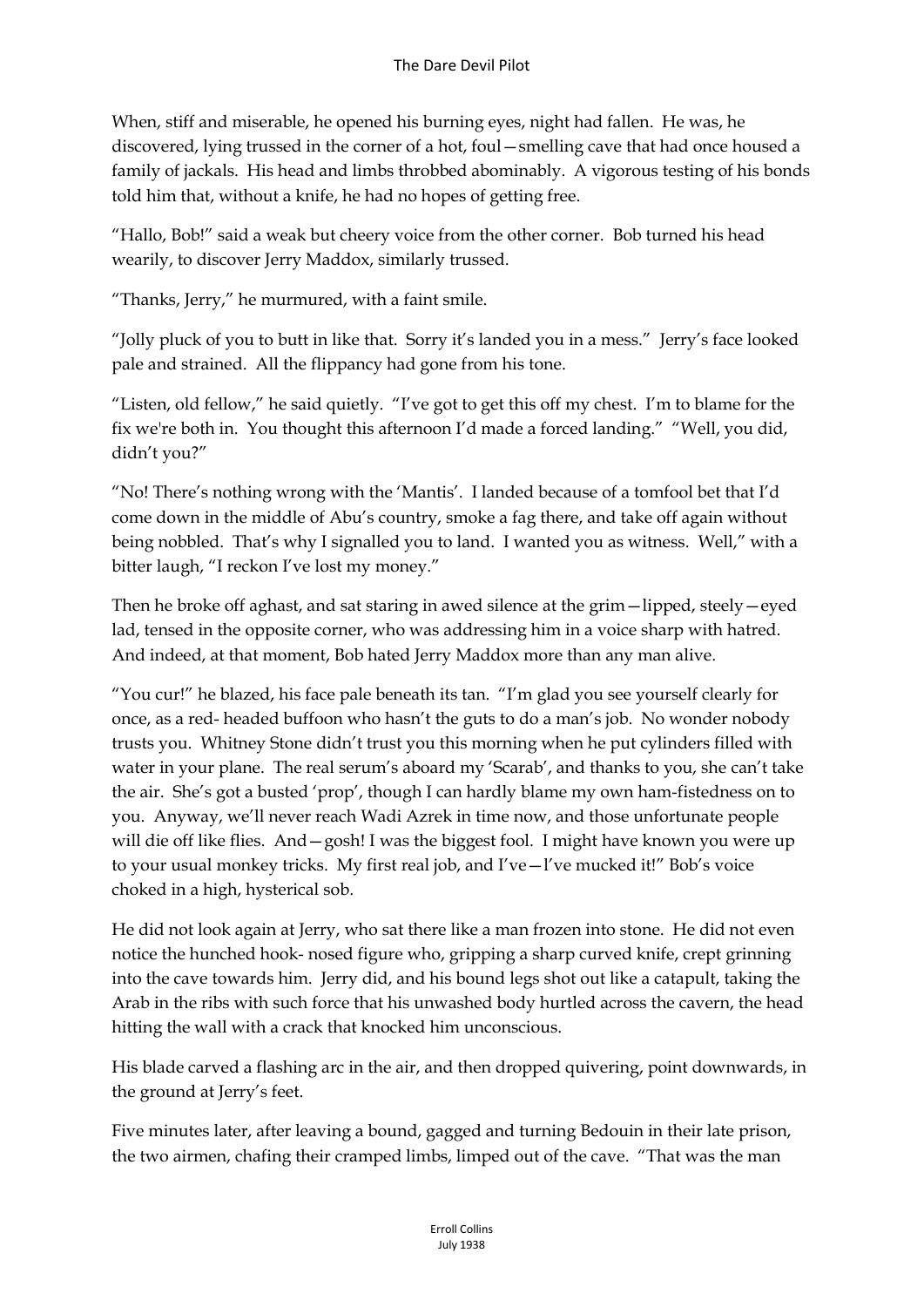When, stiff and miserable, he opened his burning eyes, night had fallen. He was, he discovered, lying trussed in the corner of a hot, foul—smelling cave that had once housed a family of jackals. His head and limbs throbbed abominably. A vigorous testing of his bonds told him that, without a knife, he had no hopes of getting free.

"Hallo, Bob!" said a weak but cheery voice from the other corner. Bob turned his head wearily, to discover Jerry Maddox, similarly trussed.

"Thanks, Jerry," he murmured, with a faint smile.

"Jolly pluck of you to butt in like that. Sorry it's landed you in a mess." Jerry's face looked pale and strained. All the flippancy had gone from his tone.

"Listen, old fellow," he said quietly. "I've got to get this off my chest. I'm to blame for the fix we're both in. You thought this afternoon I'd made a forced landing." "Well, you did, didn't you?"

"No! There's nothing wrong with the 'Mantis'. I landed because of a tomfool bet that I'd come down in the middle of Abu's country, smoke a fag there, and take off again without being nobbled. That's why I signalled you to land. I wanted you as witness. Well," with a bitter laugh, "I reckon I've lost my money."

Then he broke off aghast, and sat staring in awed silence at the grim—lipped, steely—eyed lad, tensed in the opposite corner, who was addressing him in a voice sharp with hatred. And indeed, at that moment, Bob hated Jerry Maddox more than any man alive.

"You cur!" he blazed, his face pale beneath its tan. "I'm glad you see yourself clearly for once, as a red- headed buffoon who hasn't the guts to do a man's job. No wonder nobody trusts you. Whitney Stone didn't trust you this morning when he put cylinders filled with water in your plane. The real serum's aboard my 'Scarab', and thanks to you, she can't take the air. She's got a busted 'prop', though I can hardly blame my own ham-fistedness on to you. Anyway, we'll never reach Wadi Azrek in time now, and those unfortunate people will die off like flies. And—gosh! I was the biggest fool. I might have known you were up to your usual monkey tricks. My first real job, and I've—I've mucked it!" Bob's voice choked in a high, hysterical sob.

He did not look again at Jerry, who sat there like a man frozen into stone. He did not even notice the hunched hook- nosed figure who, gripping a sharp curved knife, crept grinning into the cave towards him. Jerry did, and his bound legs shot out like a catapult, taking the Arab in the ribs with such force that his unwashed body hurtled across the cavern, the head hitting the wall with a crack that knocked him unconscious.

His blade carved a flashing arc in the air, and then dropped quivering, point downwards, in the ground at Jerry's feet.

Five minutes later, after leaving a bound, gagged and turning Bedouin in their late prison, the two airmen, chafing their cramped limbs, limped out of the cave. "That was the man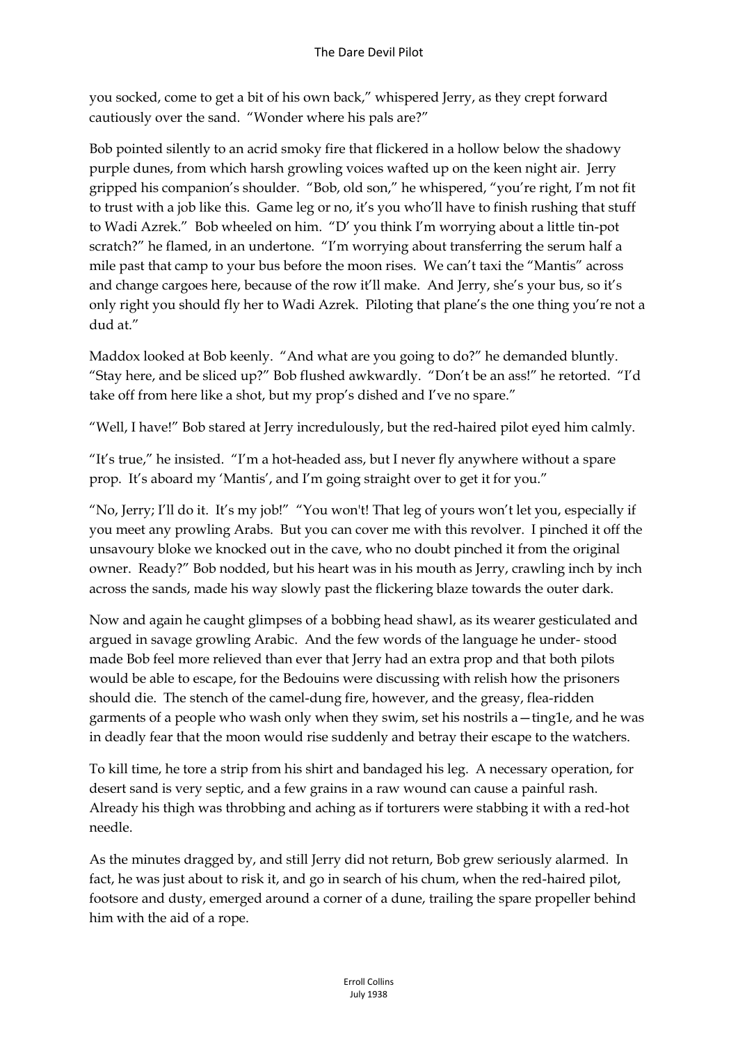you socked, come to get a bit of his own back," whispered Jerry, as they crept forward cautiously over the sand. "Wonder where his pals are?"

Bob pointed silently to an acrid smoky fire that flickered in a hollow below the shadowy purple dunes, from which harsh growling voices wafted up on the keen night air. Jerry gripped his companion's shoulder. "Bob, old son," he whispered, "you're right, I'm not fit to trust with a job like this. Game leg or no, it's you who'll have to finish rushing that stuff to Wadi Azrek." Bob wheeled on him. "D' you think I'm worrying about a little tin-pot scratch?" he flamed, in an undertone. "I'm worrying about transferring the serum half a mile past that camp to your bus before the moon rises. We can't taxi the "Mantis" across and change cargoes here, because of the row it'll make. And Jerry, she's your bus, so it's only right you should fly her to Wadi Azrek. Piloting that plane's the one thing you're not a dud at."

Maddox looked at Bob keenly. "And what are you going to do?" he demanded bluntly. "Stay here, and be sliced up?" Bob flushed awkwardly. "Don't be an ass!" he retorted. "I'd take off from here like a shot, but my prop's dished and I've no spare."

"Well, I have!" Bob stared at Jerry incredulously, but the red-haired pilot eyed him calmly.

"It's true," he insisted. "I'm a hot-headed ass, but I never fly anywhere without a spare prop. It's aboard my 'Mantis', and I'm going straight over to get it for you."

"No, Jerry; I'll do it. It's my job!" "You won't! That leg of yours won't let you, especially if you meet any prowling Arabs. But you can cover me with this revolver. I pinched it off the unsavoury bloke we knocked out in the cave, who no doubt pinched it from the original owner. Ready?" Bob nodded, but his heart was in his mouth as Jerry, crawling inch by inch across the sands, made his way slowly past the flickering blaze towards the outer dark.

Now and again he caught glimpses of a bobbing head shawl, as its wearer gesticulated and argued in savage growling Arabic. And the few words of the language he under- stood made Bob feel more relieved than ever that Jerry had an extra prop and that both pilots would be able to escape, for the Bedouins were discussing with relish how the prisoners should die. The stench of the camel-dung fire, however, and the greasy, flea-ridden garments of a people who wash only when they swim, set his nostrils a—ting1e, and he was in deadly fear that the moon would rise suddenly and betray their escape to the watchers.

To kill time, he tore a strip from his shirt and bandaged his leg. A necessary operation, for desert sand is very septic, and a few grains in a raw wound can cause a painful rash. Already his thigh was throbbing and aching as if torturers were stabbing it with a red-hot needle.

As the minutes dragged by, and still Jerry did not return, Bob grew seriously alarmed. In fact, he was just about to risk it, and go in search of his chum, when the red-haired pilot, footsore and dusty, emerged around a corner of a dune, trailing the spare propeller behind him with the aid of a rope.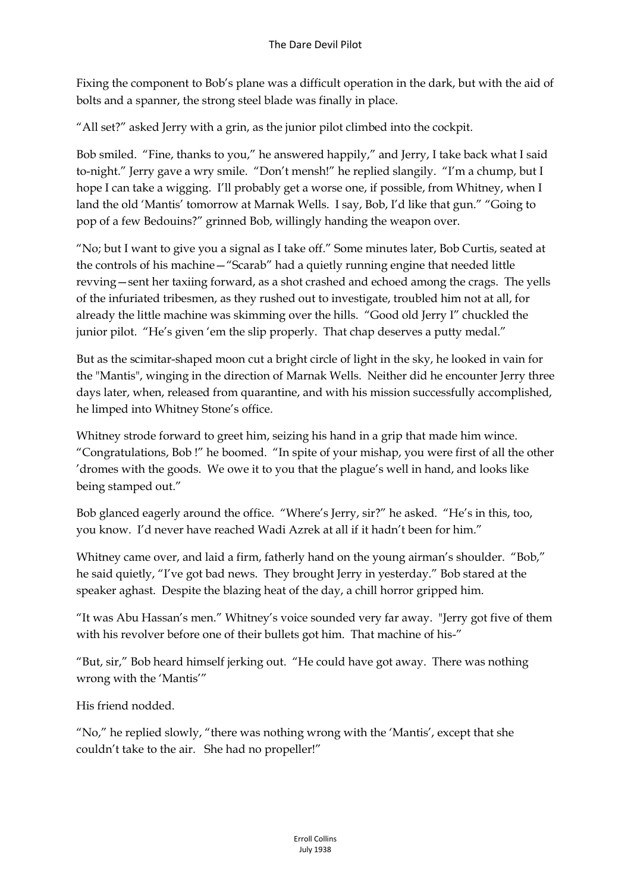Fixing the component to Bob's plane was a difficult operation in the dark, but with the aid of bolts and a spanner, the strong steel blade was finally in place.

"All set?" asked Jerry with a grin, as the junior pilot climbed into the cockpit.

Bob smiled. "Fine, thanks to you," he answered happily," and Jerry, I take back what I said to-night." Jerry gave a wry smile. "Don't mensh!" he replied slangily. "I'm a chump, but I hope I can take a wigging. I'll probably get a worse one, if possible, from Whitney, when I land the old 'Mantis' tomorrow at Marnak Wells. I say, Bob, I'd like that gun." "Going to pop of a few Bedouins?" grinned Bob, willingly handing the weapon over.

"No; but I want to give you a signal as I take off." Some minutes later, Bob Curtis, seated at the controls of his machine—"Scarab" had a quietly running engine that needed little revving—sent her taxiing forward, as a shot crashed and echoed among the crags. The yells of the infuriated tribesmen, as they rushed out to investigate, troubled him not at all, for already the little machine was skimming over the hills. "Good old Jerry I" chuckled the junior pilot. "He's given 'em the slip properly. That chap deserves a putty medal."

But as the scimitar-shaped moon cut a bright circle of light in the sky, he looked in vain for the "Mantis", winging in the direction of Marnak Wells. Neither did he encounter Jerry three days later, when, released from quarantine, and with his mission successfully accomplished, he limped into Whitney Stone's office.

Whitney strode forward to greet him, seizing his hand in a grip that made him wince. "Congratulations, Bob !" he boomed. "In spite of your mishap, you were first of all the other 'dromes with the goods. We owe it to you that the plague's well in hand, and looks like being stamped out."

Bob glanced eagerly around the office. "Where's Jerry, sir?" he asked. "He's in this, too, you know. I'd never have reached Wadi Azrek at all if it hadn't been for him."

Whitney came over, and laid a firm, fatherly hand on the young airman's shoulder. "Bob," he said quietly, "I've got bad news. They brought Jerry in yesterday." Bob stared at the speaker aghast. Despite the blazing heat of the day, a chill horror gripped him.

"It was Abu Hassan's men." Whitney's voice sounded very far away. "Jerry got five of them with his revolver before one of their bullets got him. That machine of his-"

"But, sir," Bob heard himself jerking out. "He could have got away. There was nothing wrong with the 'Mantis'"

His friend nodded.

"No," he replied slowly, "there was nothing wrong with the 'Mantis', except that she couldn't take to the air. She had no propeller!"

Erroll Collins
July 1938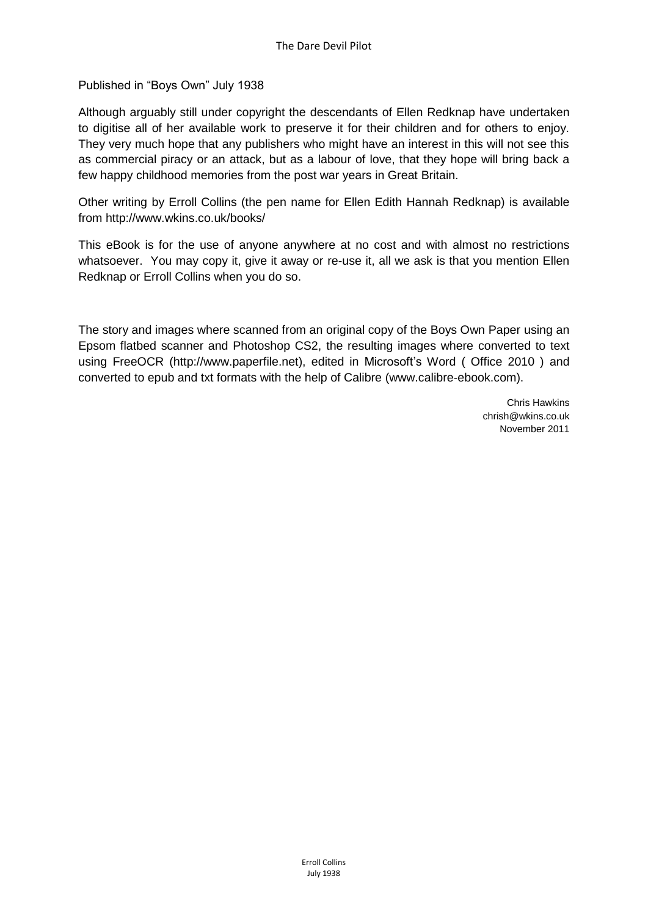Published in “Boys Own” July 1938

Although arguably still under copyright the descendants of Ellen Redknap have undertaken to digitise all of her available work to preserve it for their children and for others to enjoy. They very much hope that any publishers who might have an interest in this will not see this as commercial piracy or an attack, but as a labour of love, that they hope will bring back a few happy childhood memories from the post war years in Great Britain.

Other writing by Erroll Collins (the pen name for Ellen Edith Hannah Redknap) is available from http://www.wkins.co.uk/books/

This eBook is for the use of anyone anywhere at no cost and with almost no restrictions whatsoever. You may copy it, give it away or re-use it, all we ask is that you mention Ellen Redknap or Erroll Collins when you do so.

The story and images where scanned from an original copy of the Boys Own Paper using an Epsom flatbed scanner and Photoshop CS2, the resulting images where converted to text using FreeOCR (http://www.paperfile.net), edited in Microsoft’s Word ( Office 2010 ) and converted to epub and txt formats with the help of Calibre (www.calibre-ebook.com).

Chris Hawkins
chrish@wkins.co.uk
November 2011